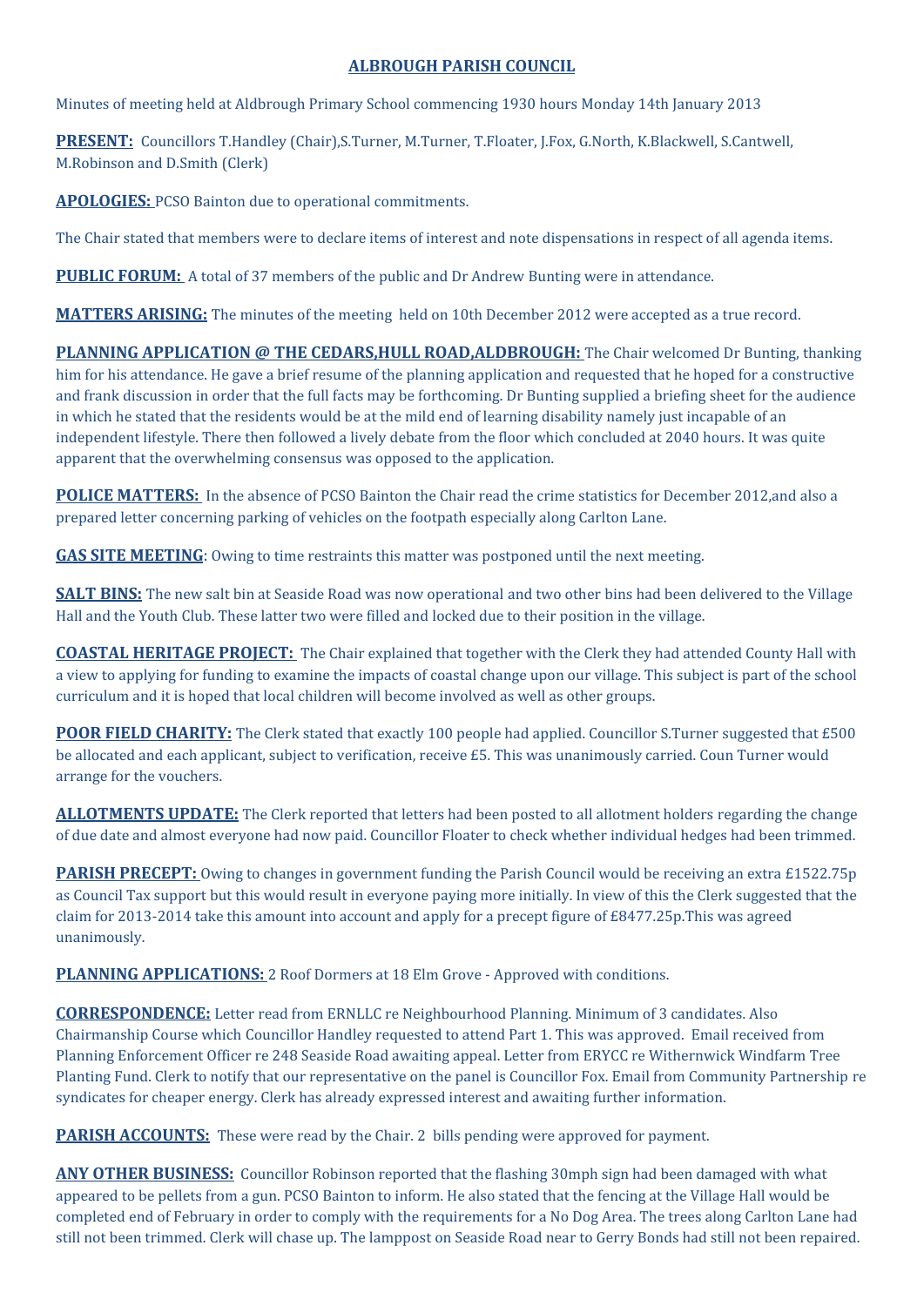# ALBROUGH PARISH COUNCIL

Minutes of meeting held at Aldbrough Primary School commencing 1930 hours Monday 14th January 2013

**PRESENT:** Councillors T.Handley (Chair),S.Turner, M.Turner, T.Floater, J.Fox, G.North, K.Blackwell, S.Cantwell, M.Robinson and D.Smith (Clerk)

**APOLOGIES:** PCSO Bainton due to operational commitments.

The Chair stated that members were to declare items of interest and note dispensations in respect of all agenda items.

**PUBLIC FORUM:** A total of 37 members of the public and Dr Andrew Bunting were in attendance.

**MATTERS ARISING:** The minutes of the meeting held on 10th December 2012 were accepted as a true record.

**PLANNING APPLICATION @ THE CEDARS,HULL ROAD,ALDBROUGH:** The Chair welcomed Dr Bunting, thanking him for his attendance. He gave a brief resume of the planning application and requested that he hoped for a constructive and frank discussion in order that the full facts may be forthcoming. Dr Bunting supplied a briefing sheet for the audience in which he stated that the residents would be at the mild end of learning disability namely just incapable of an independent lifestyle. There then followed a lively debate from the floor which concluded at 2040 hours. It was quite apparent that the overwhelming consensus was opposed to the application.

**POLICE MATTERS:** In the absence of PCSO Bainton the Chair read the crime statistics for December 2012,and also a prepared letter concerning parking of vehicles on the footpath especially along Carlton Lane.

**GAS SITE MEETING**: Owing to time restraints this matter was postponed until the next meeting.

**SALT BINS:** The new salt bin at Seaside Road was now operational and two other bins had been delivered to the Village Hall and the Youth Club. These latter two were filled and locked due to their position in the village.

**COASTAL HERITAGE PROJECT:** The Chair explained that together with the Clerk they had attended County Hall with a view to applying for funding to examine the impacts of coastal change upon our village. This subject is part of the school curriculum and it is hoped that local children will become involved as well as other groups.

**POOR FIELD CHARITY:** The Clerk stated that exactly 100 people had applied. Councillor S.Turner suggested that £500 be allocated and each applicant, subject to verification, receive £5. This was unanimously carried. Coun Turner would arrange for the vouchers.

**ALLOTMENTS UPDATE:** The Clerk reported that letters had been posted to all allotment holders regarding the change of due date and almost everyone had now paid. Councillor Floater to check whether individual hedges had been trimmed.

**PARISH PRECEPT:** Owing to changes in government funding the Parish Council would be receiving an extra £1522.75p as Council Tax support but this would result in everyone paying more initially. In view of this the Clerk suggested that the claim for 2013-2014 take this amount into account and apply for a precept figure of £8477.25p.This was agreed unanimously.

**PLANNING APPLICATIONS:** 2 Roof Dormers at 18 Elm Grove - Approved with conditions.

**CORRESPONDENCE:** Letter read from ERNLLC re Neighbourhood Planning. Minimum of 3 candidates. Also Chairmanship Course which Councillor Handley requested to attend Part 1. This was approved. Email received from Planning Enforcement Officer re 248 Seaside Road awaiting appeal. Letter from ERYCC re Withernwick Windfarm Tree Planting Fund. Clerk to notify that our representative on the panel is Councillor Fox. Email from Community Partnership re syndicates for cheaper energy. Clerk has already expressed interest and awaiting further information.

**PARISH ACCOUNTS:** These were read by the Chair. 2 bills pending were approved for payment.

**ANY OTHER BUSINESS:** Councillor Robinson reported that the flashing 30mph sign had been damaged with what appeared to be pellets from a gun. PCSO Bainton to inform. He also stated that the fencing at the Village Hall would be completed end of February in order to comply with the requirements for a No Dog Area. The trees along Carlton Lane had still not been trimmed. Clerk will chase up. The lamppost on Seaside Road near to Gerry Bonds had still not been repaired.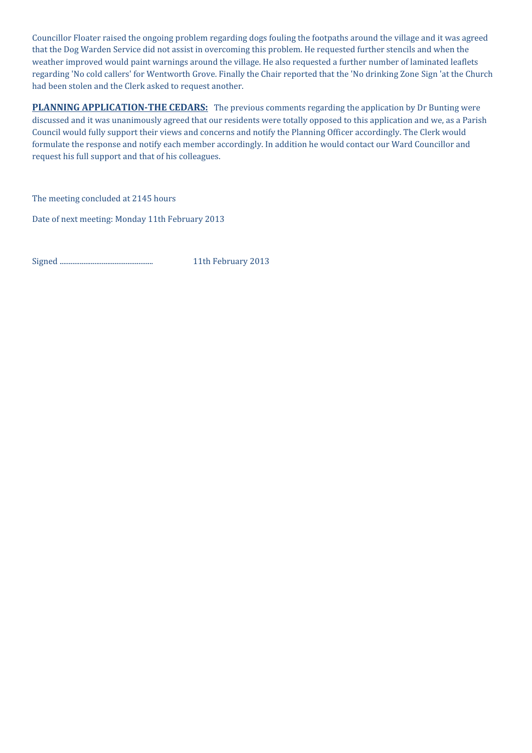Councillor Floater raised the ongoing problem regarding dogs fouling the footpaths around the village and it was agreed that the Dog Warden Service did not assist in overcoming this problem. He requested further stencils and when the weather improved would paint warnings around the village. He also requested a further number of laminated leaflets regarding 'No cold callers' for Wentworth Grove. Finally the Chair reported that the 'No drinking Zone Sign 'at the Church had been stolen and the Clerk asked to request another.

**PLANNING APPLICATION-THE CEDARS:** The previous comments regarding the application by Dr Bunting were discussed and it was unanimously agreed that our residents were totally opposed to this application and we, as a Parish Council would fully support their views and concerns and notify the Planning Officer accordingly. The Clerk would formulate the response and notify each member accordingly. In addition he would contact our Ward Councillor and request his full support and that of his colleagues.

The meeting concluded at 2145 hours

Date of next meeting: Monday 11th February 2013

Signed .................................................. 11th February 2013